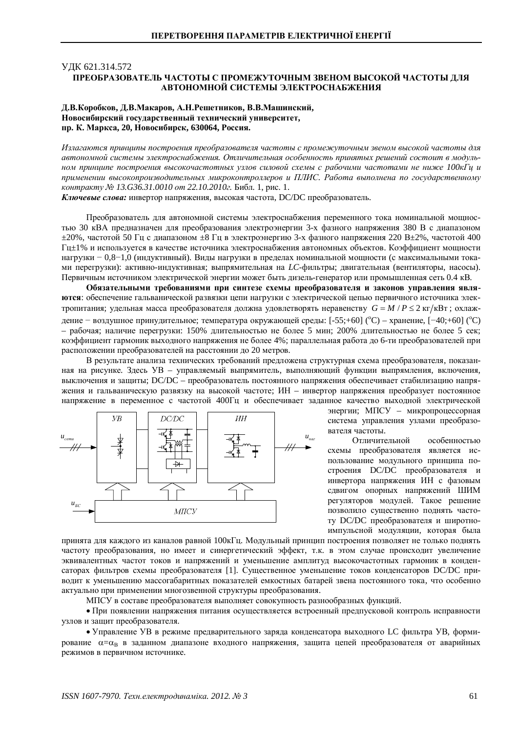УДК 621.314.572

# ПРЕОБРАЗОВАТЕЛЬ ЧАСТОТЫ С ПРОМЕЖУТОЧНЫМ ЗВЕНОМ ВЫСОКОЙ ЧАСТОТЫ ДЛЯ АВТОНОМНОЙ СИСТЕМЫ ЭЛЕКТРОСНАБЖЕНИЯ

**Д.В.Коробков, Д.В.Макаров, А.Н.Решетников, В.В.Машинский,**
**Новосибирский государственный технический университет,**
**пр. К. Маркса, 20, Новосибирск, 630064, Россия.**

*Излагаются принципы построения преобразователя частоты с промежуточным звеном высокой частоты для автономной системы электроснабжения. Отличительная особенность принятых решений состоит в модульном принципе построения высокочастотных узлов силовой схемы с рабочими частотами не ниже 100кГц и применении высокопроизводительных микроконтроллеров и ПЛИС. Работа выполнена по государственному контракту № 13.G36.31.0010 от 22.10.2010г.* Библ. 1, рис. 1.

***Ключевые слова:*** инвертор напряжения, высокая частота, DC/DC преобразователь.

Преобразователь для автономной системы электроснабжения переменного тока номинальной мощностью 30 кВА предназначен для преобразования электроэнергии 3-х фазного напряжения 380 В с диапазоном ±20%, частотой 50 Гц с диапазоном ±8 Гц в электроэнергию 3-х фазного напряжения 220 В±2%, частотой 400 Гц±1% и используется в качестве источника электроснабжения автономных объектов. Коэффициент мощности нагрузки − 0,8−1,0 (индуктивный). Виды нагрузки в пределах номинальной мощности (с максимальными токами перегрузки): активно-индуктивная; выпрямительная на *LC*-фильтры; двигательная (вентиляторы, насосы). Первичным источником электрической энергии может быть дизель-генератор или промышленная сеть 0.4 кВ.

**Обязательными требованиями при синтезе схемы преобразователя и законов управления являются**: обеспечение гальванической развязки цепи нагрузки с электрической цепью первичного источника электропитания; удельная масса преобразователя должна удовлетворять неравенству $G = M/P \le 2$ кг/кВт; охлаждение − воздушное принудительное; температура окружающей среды: [-55;+60] (°C) – хранение, [−40;+60] (°C) – рабочая; наличие перегрузки: 150% длительностью не более 5 мин; 200% длительностью не более 5 сек; коэффициент гармоник выходного напряжения не более 4%; параллельная работа до 6-ти преобразователей при расположении преобразователей на расстоянии до 20 метров.

В результате анализа технических требований предложена структурная схема преобразователя, показанная на рисунке. Здесь УВ – управляемый выпрямитель, выполняющий функции выпрямления, включения, выключения и защиты; DC/DC – преобразователь постоянного напряжения обеспечивает стабилизацию напряжения и гальваническую развязку на высокой частоте; ИН – инвертор напряжения преобразует постоянное напряжение в переменное с частотой 400Гц и обеспечивает заданное качество выходной электрической энергии; МПСУ – микропроцессорная система управления узлами преобразователя частоты.

$u_{сети}$ УВ DC/DC ИН $u_{наг}$ $u_{БС}$ МПСУ

Отличительной особенностью схемы преобразователя является использование модульного принципа построения DC/DC преобразователя и инвертора напряжения ИН с фазовым сдвигом опорных напряжений ШИМ регуляторов модулей. Такое решение позволило существенно поднять частоту DC/DC преобразователя и широтно-импульсной модуляции, которая была принята для каждого из каналов равной 100кГц. Модульный принцип построения позволяет не только поднять частоту преобразования, но имеет и синергетический эффект, т.к. в этом случае происходит увеличение эквивалентных частот токов и напряжений и уменьшение амплитуд высокочастотных гармоник в конденсаторах фильтров схемы преобразователя [1]. Существенное уменьшение токов конденсаторов DC/DC приводит к уменьшению массогабаритных показателей емкостных батарей звена постоянного тока, что особенно актуально при применении многозвенной структуры преобразования.

МПСУ в составе преобразователя выполняет совокупность разнообразных функций.

- При появлении напряжения питания осуществляется встроенный предпусковой контроль исправности узлов и защит преобразователя.
- Управление УВ в режиме предварительного заряда конденсатора выходного LC фильтра УВ, формирование $\alpha=\alpha_B$ в заданном диапазоне входного напряжения, защита цепей преобразователя от аварийных режимов в первичном источнике.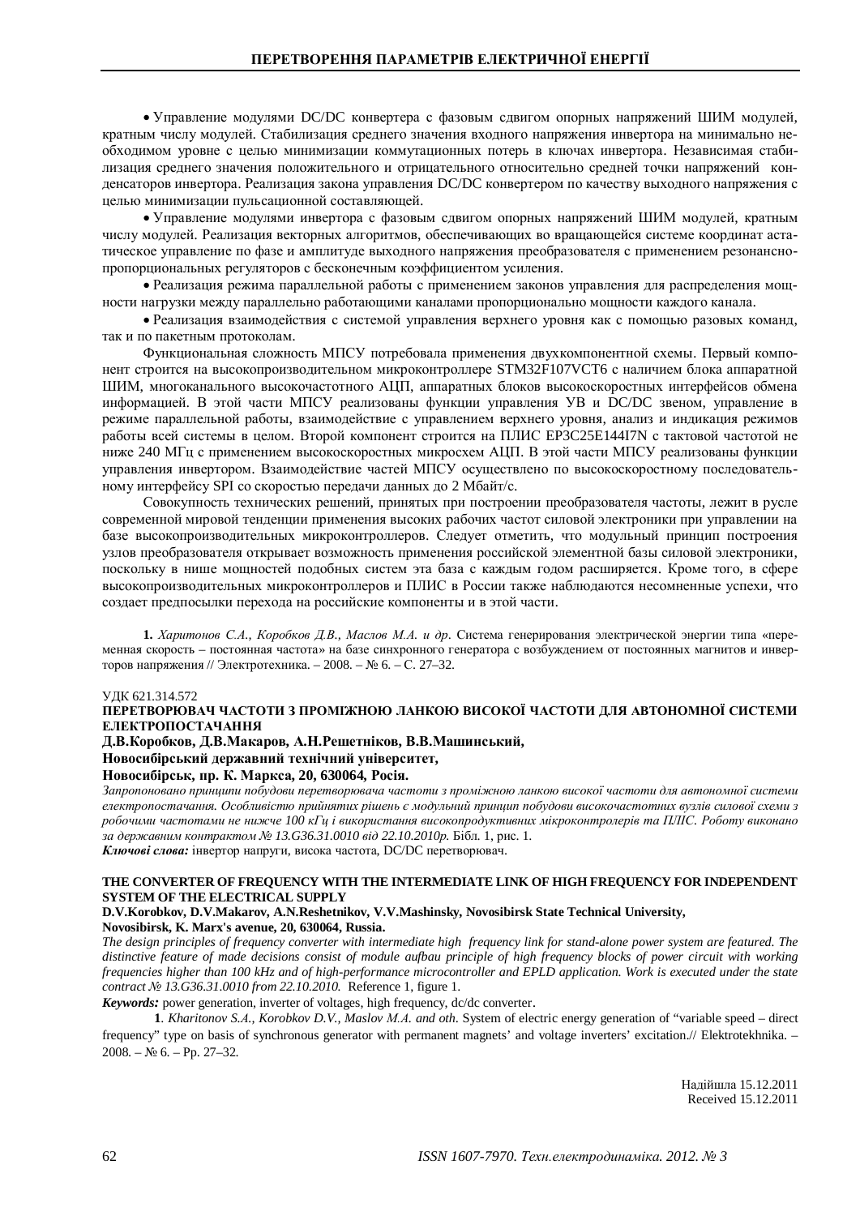- Управление модулями DC/DC конвертера с фазовым сдвигом опорных напряжений ШИМ модулей, кратным числу модулей. Стабилизация среднего значения входного напряжения инвертора на минимально необходимом уровне с целью минимизации коммутационных потерь в ключах инвертора. Независимая стабилизация среднего значения положительного и отрицательного относительно средней точки напряжений конденсаторов инвертора. Реализация закона управления DC/DC конвертером по качеству выходного напряжения с целью минимизации пульсационной составляющей.
- Управление модулями инвертора с фазовым сдвигом опорных напряжений ШИМ модулей, кратным числу модулей. Реализация векторных алгоритмов, обеспечивающих во вращающейся системе координат астатическое управление по фазе и амплитуде выходного напряжения преобразователя с применением резонансно-пропорциональных регуляторов с бесконечным коэффициентом усиления.
- Реализация режима параллельной работы с применением законов управления для распределения мощности нагрузки между параллельно работающими каналами пропорционально мощности каждого канала.
- Реализация взаимодействия с системой управления верхнего уровня как с помощью разовых команд, так и по пакетным протоколам.

Функциональная сложность МПСУ потребовала применения двухкомпонентной схемы. Первый компонент строится на высокопроизводительном микроконтроллере STM32F107VCT6 с наличием блока аппаратной ШИМ, многоканального высокочастотного АЦП, аппаратных блоков высокоскоростных интерфейсов обмена информацией. В этой части МПСУ реализованы функции управления УВ и DC/DC звеном, управление в режиме параллельной работы, взаимодействие с управлением верхнего уровня, анализ и индикация режимов работы всей системы в целом. Второй компонент строится на ПЛИС EP3C25E144I7N с тактовой частотой не ниже 240 МГц с применением высокоскоростных микросхем АЦП. В этой части МПСУ реализованы функции управления инвертором. Взаимодействие частей МПСУ осуществлено по высокоскоростному последовательному интерфейсу SPI со скоростью передачи данных до 2 Мбайт/с.

Совокупность технических решений, принятых при построении преобразователя частоты, лежит в русле современной мировой тенденции применения высоких рабочих частот силовой электроники при управлении на базе высокопроизводительных микроконтроллеров. Следует отметить, что модульный принцип построения узлов преобразователя открывает возможность применения российской элементной базы силовой электроники, поскольку в нише мощностей подобных систем эта база с каждым годом расширяется. Кроме того, в сфере высокопроизводительных микроконтроллеров и ПЛИС в России также наблюдаются несомненные успехи, что создает предпосылки перехода на российские компоненты и в этой части.

**1.** *Харитонов С.А., Коробков Д.В., Маслов М.А. и др.* Система генерирования электрической энергии типа «переменная скорость – постоянная частота» на базе синхронного генератора с возбуждением от постоянных магнитов и инверторов напряжения // Электротехника. – 2008. – № 6. – С. 27–32.

УДК 621.314.572

**ПЕРЕТВОРЮВАЧ ЧАСТОТИ З ПРОМІЖНОЮ ЛАНКОЮ ВИСОКОЇ ЧАСТОТИ ДЛЯ АВТОНОМНОЇ СИСТЕМИ ЕЛЕКТРОПОСТАЧАННЯ**

**Д.В.Коробков, Д.В.Макаров, А.Н.Решетніков, В.В.Машинський,**
**Новосибірський державний технічний університет,**
**Новосибірськ, пр. К. Маркса, 20, 630064, Росія.**

*Запропоновано принципи побудови перетворювача частоти з проміжною ланкою високої частоти для автономної системи електропостачання. Особливістю прийнятих рішень є модульний принцип побудови високочастотних вузлів силової схеми з робочими частотами не нижче 100 кГц і використання високопродуктивних мікроконтролерів та ПЛІС. Роботу виконано за державним контрактом № 13.G36.31.0010 від 22.10.2010р.* Бібл. 1, рис. 1.

***Ключові слова:*** інвертор напруги, висока частота, DC/DC перетворювач.

**THE CONVERTER OF FREQUENCY WITH THE INTERMEDIATE LINK OF HIGH FREQUENCY FOR INDEPENDENT SYSTEM OF THE ELECTRICAL SUPPLY**

**D.V.Korobkov, D.V.Makarov, A.N.Reshetnikov, V.V.Mashinsky, Novosibirsk State Technical University,**
**Novosibirsk, K. Marx's avenue, 20, 630064, Russia.**

*The design principles of frequency converter with intermediate high frequency link for stand-alone power system are featured. The distinctive feature of made decisions consist of module aufbau principle of high frequency blocks of power circuit with working frequencies higher than 100 kHz and of high-performance microcontroller and EPLD application. Work is executed under the state contract № 13.G36.31.0010 from 22.10.2010.* Reference 1, figure 1.

***Keywords:*** power generation, inverter of voltages, high frequency, dc/dc converter.

**1**. *Kharitonov S.A., Korobkov D.V., Maslov M.A. and oth*. System of electric energy generation of “variable speed – direct frequency” type on basis of synchronous generator with permanent magnets’ and voltage inverters’ excitation.// Elektrotekhnika. – 2008. – № 6. – Pp. 27–32.

Надійшла 15.12.2011
Received 15.12.2011